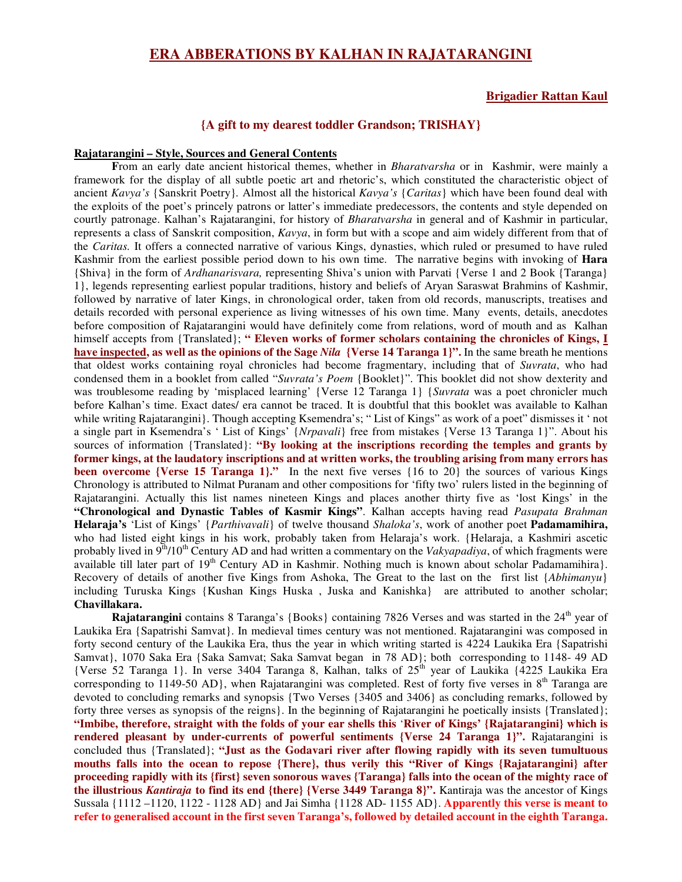# ERA ABBERATIONS BY KALHAN IN RAJATARANGINI

**Brigadier Rattan Kaul**

**{A gift to my dearest toddler Grandson; TRISHAY}**

## Rajatarangini – Style, Sources and General Contents

**F**rom an early date ancient historical themes, whether in *Bharatvarsha* or in Kashmir, were mainly a framework for the display of all subtle poetic art and rhetoric's, which constituted the characteristic object of ancient *Kavya's* {Sanskrit Poetry}. Almost all the historical *Kavya's* {*Caritas*} which have been found deal with the exploits of the poet's princely patrons or latter's immediate predecessors, the contents and style depended on courtly patronage. Kalhan's Rajatarangini, for history of *Bharatvarsha* in general and of Kashmir in particular, represents a class of Sanskrit composition, *Kavya*, in form but with a scope and aim widely different from that of the *Caritas.* It offers a connected narrative of various Kings, dynasties, which ruled or presumed to have ruled Kashmir from the earliest possible period down to his own time. The narrative begins with invoking of **Hara** {Shiva} in the form of *Ardhanarisvara,* representing Shiva's union with Parvati {Verse 1 and 2 Book {Taranga} 1}, legends representing earliest popular traditions, history and beliefs of Aryan Saraswat Brahmins of Kashmir, followed by narrative of later Kings, in chronological order, taken from old records, manuscripts, treatises and details recorded with personal experience as living witnesses of his own time. Many events, details, anecdotes before composition of Rajatarangini would have definitely come from relations, word of mouth and as Kalhan himself accepts from {Translated}; **" Eleven works of former scholars containing the chronicles of Kings, I have inspected, as well as the opinions of the Sage *Nila* {Verse 14 Taranga 1}".** In the same breath he mentions that oldest works containing royal chronicles had become fragmentary, including that of *Suvrata*, who had condensed them in a booklet from called "*Suvrata's Poem* {Booklet}". This booklet did not show dexterity and was troublesome reading by 'misplaced learning' {Verse 12 Taranga 1} {*Suvrata* was a poet chronicler much before Kalhan's time. Exact dates/ era cannot be traced. It is doubtful that this booklet was available to Kalhan while writing Rajatarangini}. Though accepting Ksemendra's; " List of Kings" as work of a poet" dismisses it ' not a single part in Ksemendra's ' List of Kings' {*Nrpavali*} free from mistakes {Verse 13 Taranga 1}". About his sources of information {Translated}: **"By looking at the inscriptions recording the temples and grants by former kings, at the laudatory inscriptions and at written works, the troubling arising from many errors has been overcome {Verse 15 Taranga 1}."** In the next five verses {16 to 20} the sources of various Kings Chronology is attributed to Nilmat Puranam and other compositions for 'fifty two' rulers listed in the beginning of Rajatarangini. Actually this list names nineteen Kings and places another thirty five as 'lost Kings' in the **"Chronological and Dynastic Tables of Kasmir Kings"**. Kalhan accepts having read *Pasupata Brahman* **Helaraja's** 'List of Kings' {*Parthivavali*} of twelve thousand *Shaloka's*, work of another poet **Padamamihira,** who had listed eight kings in his work, probably taken from Helaraja's work. {Helaraja, a Kashmiri ascetic probably lived in 9th/10th Century AD and had written a commentary on the *Vakyapadiya*, of which fragments were available till later part of 19th Century AD in Kashmir. Nothing much is known about scholar Padamamihira}. Recovery of details of another five Kings from Ashoka, The Great to the last on the first list {*Abhimanyu*} including Turuska Kings {Kushan Kings Huska , Juska and Kanishka} are attributed to another scholar; **Chavillakara.**

**Rajatarangini** contains 8 Taranga's {Books} containing 7826 Verses and was started in the 24th year of Laukika Era {Sapatrishi Samvat}. In medieval times century was not mentioned. Rajatarangini was composed in forty second century of the Laukika Era, thus the year in which writing started is 4224 Laukika Era {Sapatrishi Samvat}, 1070 Saka Era {Saka Samvat; Saka Samvat began in 78 AD}; both corresponding to 1148- 49 AD {Verse 52 Taranga 1}. In verse 3404 Taranga 8, Kalhan, talks of 25th year of Laukika {4225 Laukika Era corresponding to 1149-50 AD}, when Rajatarangini was completed. Rest of forty five verses in 8th Taranga are devoted to concluding remarks and synopsis {Two Verses {3405 and 3406} as concluding remarks, followed by forty three verses as synopsis of the reigns}. In the beginning of Rajatarangini he poetically insists {Translated}; **"Imbibe, therefore, straight with the folds of your ear shells this 'River of Kings' {Rajatarangini} which is rendered pleasant by under-currents of powerful sentiments {Verse 24 Taranga 1}".** Rajatarangini is concluded thus {Translated}; **"Just as the Godavari river after flowing rapidly with its seven tumultuous mouths falls into the ocean to repose {There}, thus verily this "River of Kings {Rajatarangini} after proceeding rapidly with its {first} seven sonorous waves {Taranga} falls into the ocean of the mighty race of the illustrious *Kantiraja* to find its end {there} {Verse 3449 Taranga 8}".** Kantiraja was the ancestor of Kings Sussala {1112 –1120, 1122 - 1128 AD} and Jai Simha {1128 AD- 1155 AD}. **Apparently this verse is meant to refer to generalised account in the first seven Taranga's, followed by detailed account in the eighth Taranga.**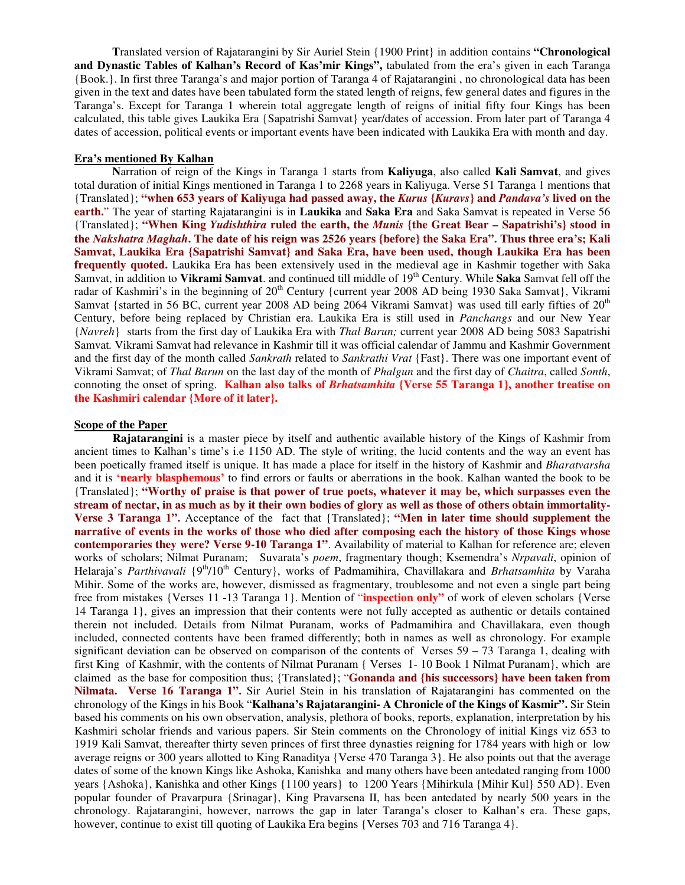**T**ranslated version of Rajatarangini by Sir Auriel Stein {1900 Print} in addition contains **"Chronological and Dynastic Tables of Kalhan's Record of Kas'mir Kings",** tabulated from the era's given in each Taranga {Book.}. In first three Taranga's and major portion of Taranga 4 of Rajatarangini , no chronological data has been given in the text and dates have been tabulated form the stated length of reigns, few general dates and figures in the Taranga's. Except for Taranga 1 wherein total aggregate length of reigns of initial fifty four Kings has been calculated, this table gives Laukika Era {Sapatrishi Samvat} year/dates of accession. From later part of Taranga 4 dates of accession, political events or important events have been indicated with Laukika Era with month and day.

## Era's mentioned By Kalhan

**N**arration of reign of the Kings in Taranga 1 starts from **Kaliyuga**, also called **Kali Samvat**, and gives total duration of initial Kings mentioned in Taranga 1 to 2268 years in Kaliyuga. Verse 51 Taranga 1 mentions that {Translated}; **"when 653 years of Kaliyuga had passed away, the *Kurus* {*Kuravs*} and *Pandava's* lived on the earth.**" The year of starting Rajatarangini is in **Laukika** and **Saka Era** and Saka Samvat is repeated in Verse 56 {Translated}; **"When King *Yudishthira* ruled the earth, the *Munis* {the Great Bear – Sapatrishi's} stood in the *Nakshatra Maghah*. The date of his reign was 2526 years {before} the Saka Era". Thus three era's; Kali Samvat, Laukika Era {Sapatrishi Samvat} and Saka Era, have been used, though Laukika Era has been frequently quoted.** Laukika Era has been extensively used in the medieval age in Kashmir together with Saka Samvat, in addition to **Vikrami Samvat**. and continued till middle of 19th Century. While **Saka** Samvat fell off the radar of Kashmiri's in the beginning of 20th Century {current year 2008 AD being 1930 Saka Samvat}, Vikrami Samvat {started in 56 BC, current year 2008 AD being 2064 Vikrami Samvat} was used till early fifties of 20th Century, before being replaced by Christian era. Laukika Era is still used in *Panchangs* and our New Year {*Navreh*} starts from the first day of Laukika Era with *Thal Barun;* current year 2008 AD being 5083 Sapatrishi Samvat. Vikrami Samvat had relevance in Kashmir till it was official calendar of Jammu and Kashmir Government and the first day of the month called *Sankrath* related to *Sankrathi Vrat* {Fast}. There was one important event of Vikrami Samvat; of *Thal Barun* on the last day of the month of *Phalgun* and the first day of *Chaitra*, called *Sonth*, connoting the onset of spring. **Kalhan also talks of *Brhatsamhita* {Verse 55 Taranga 1}, another treatise on the Kashmiri calendar {More of it later}.**

## Scope of the Paper

**Rajatarangini** is a master piece by itself and authentic available history of the Kings of Kashmir from ancient times to Kalhan's time's i.e 1150 AD. The style of writing, the lucid contents and the way an event has been poetically framed itself is unique. It has made a place for itself in the history of Kashmir and *Bharatvarsha* and it is **'nearly blasphemous'** to find errors or faults or aberrations in the book. Kalhan wanted the book to be {Translated}; **"Worthy of praise is that power of true poets, whatever it may be, which surpasses even the stream of nectar, in as much as by it their own bodies of glory as well as those of others obtain immortality-Verse 3 Taranga 1".** Acceptance of the fact that {Translated}; **"Men in later time should supplement the narrative of events in the works of those who died after composing each the history of those Kings whose contemporaries they were? Verse 9-10 Taranga 1"**. Availability of material to Kalhan for reference are; eleven works of scholars; Nilmat Puranam; Suvarata's *poem*, fragmentary though; Ksemendra's *Nrpavali*, opinion of Helaraja's *Parthivavali* {9th/10th Century}, works of Padmamihira, Chavillakara and *Brhatsamhita* by Varaha Mihir. Some of the works are, however, dismissed as fragmentary, troublesome and not even a single part being free from mistakes {Verses 11 -13 Taranga 1}. Mention of "**inspection only"** of work of eleven scholars {Verse 14 Taranga 1}, gives an impression that their contents were not fully accepted as authentic or details contained therein not included. Details from Nilmat Puranam, works of Padmamihira and Chavillakara, even though included, connected contents have been framed differently; both in names as well as chronology. For example significant deviation can be observed on comparison of the contents of Verses 59 – 73 Taranga 1, dealing with first King of Kashmir, with the contents of Nilmat Puranam { Verses 1- 10 Book 1 Nilmat Puranam}, which are claimed as the base for composition thus; {Translated}; "**Gonanda and {his successors} have been taken from Nilmata. Verse 16 Taranga 1".** Sir Auriel Stein in his translation of Rajatarangini has commented on the chronology of the Kings in his Book "**Kalhana's Rajatarangini- A Chronicle of the Kings of Kasmir".** Sir Stein based his comments on his own observation, analysis, plethora of books, reports, explanation, interpretation by his Kashmiri scholar friends and various papers. Sir Stein comments on the Chronology of initial Kings viz 653 to 1919 Kali Samvat, thereafter thirty seven princes of first three dynasties reigning for 1784 years with high or low average reigns or 300 years allotted to King Ranaditya {Verse 470 Taranga 3}. He also points out that the average dates of some of the known Kings like Ashoka, Kanishka and many others have been antedated ranging from 1000 years {Ashoka}, Kanishka and other Kings {1100 years} to 1200 Years {Mihirkula {Mihir Kul} 550 AD}. Even popular founder of Pravarpura {Srinagar}, King Pravarsena II, has been antedated by nearly 500 years in the chronology. Rajatarangini, however, narrows the gap in later Taranga's closer to Kalhan's era. These gaps, however, continue to exist till quoting of Laukika Era begins {Verses 703 and 716 Taranga 4}.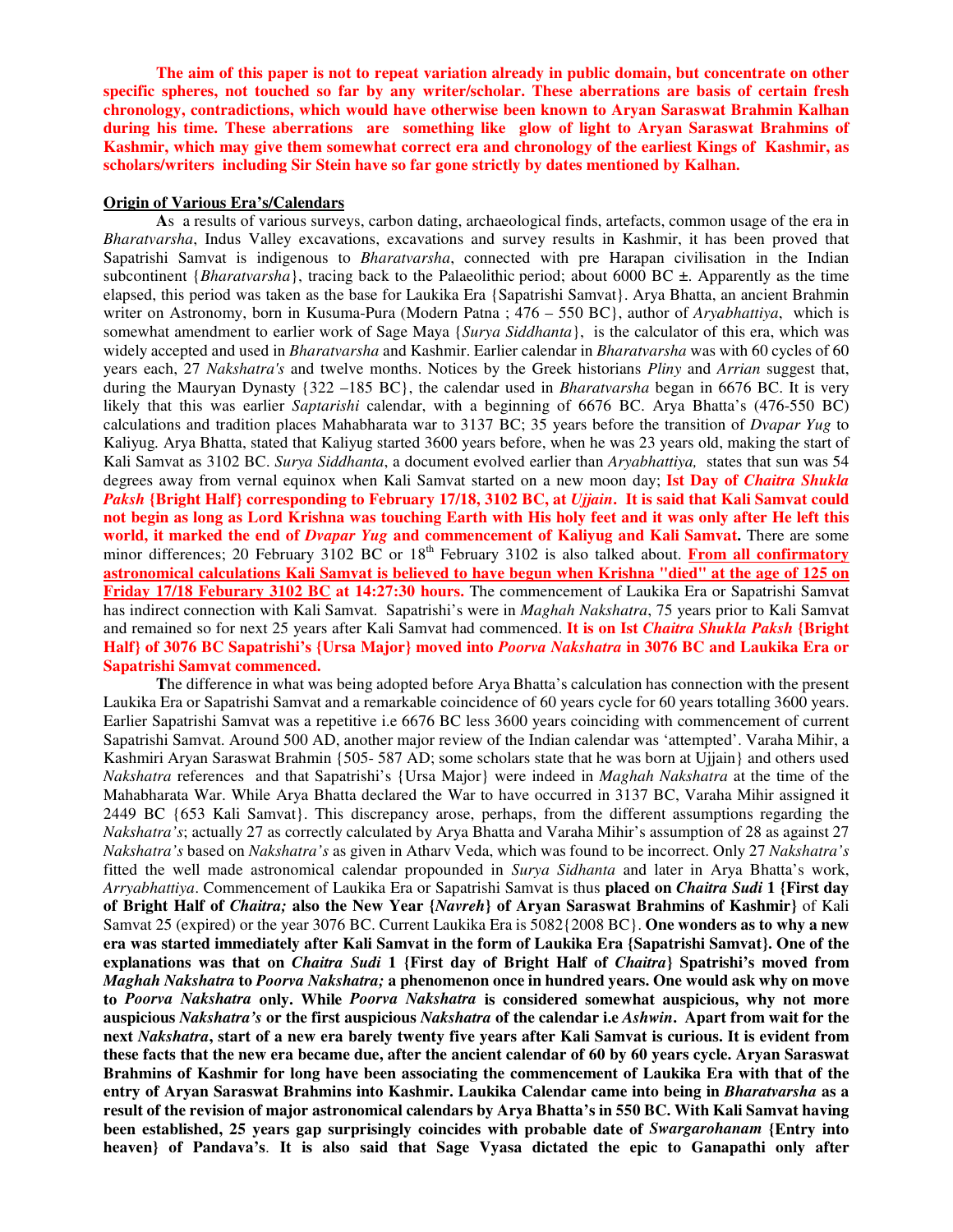**The aim of this paper is not to repeat variation already in public domain, but concentrate on other specific spheres, not touched so far by any writer/scholar. These aberrations are basis of certain fresh chronology, contradictions, which would have otherwise been known to Aryan Saraswat Brahmin Kalhan during his time. These aberrations are something like glow of light to Aryan Saraswat Brahmins of Kashmir, which may give them somewhat correct era and chronology of the earliest Kings of Kashmir, as scholars/writers including Sir Stein have so far gone strictly by dates mentioned by Kalhan.**

## Origin of Various Era's/Calendars

**A**s a results of various surveys, carbon dating, archaeological finds, artefacts, common usage of the era in *Bharatvarsha*, Indus Valley excavations, excavations and survey results in Kashmir, it has been proved that Sapatrishi Samvat is indigenous to *Bharatvarsha*, connected with pre Harapan civilisation in the Indian subcontinent {*Bharatvarsha*}, tracing back to the Palaeolithic period; about 6000 BC ±. Apparently as the time elapsed, this period was taken as the base for Laukika Era {Sapatrishi Samvat}. Arya Bhatta, an ancient Brahmin writer on Astronomy, born in Kusuma-Pura (Modern Patna ; 476 – 550 BC}, author of *Aryabhattiya*, which is somewhat amendment to earlier work of Sage Maya {*Surya Siddhanta*}, is the calculator of this era, which was widely accepted and used in *Bharatvarsha* and Kashmir. Earlier calendar in *Bharatvarsha* was with 60 cycles of 60 years each, 27 *Nakshatra's* and twelve months. Notices by the Greek historians *Pliny* and *Arrian* suggest that, during the Mauryan Dynasty {322 –185 BC}, the calendar used in *Bharatvarsha* began in 6676 BC. It is very likely that this was earlier *Saptarishi* calendar, with a beginning of 6676 BC. Arya Bhatta's (476-550 BC) calculations and tradition places Mahabharata war to 3137 BC; 35 years before the transition of *Dvapar Yug* to Kaliyug. Arya Bhatta, stated that Kaliyug started 3600 years before, when he was 23 years old, making the start of Kali Samvat as 3102 BC. *Surya Siddhanta*, a document evolved earlier than *Aryabhattiya,* states that sun was 54 degrees away from vernal equinox when Kali Samvat started on a new moon day; **Ist Day of *Chaitra Shukla Paksh* {Bright Half} corresponding to February 17/18, 3102 BC, at *Ujjain*. It is said that Kali Samvat could not begin as long as Lord Krishna was touching Earth with His holy feet and it was only after He left this world, it marked the end of *Dvapar Yug* and commencement of Kaliyug and Kali Samvat.** There are some minor differences; 20 February 3102 BC or 18th February 3102 is also talked about. **<u>From all confirmatory astronomical calculations Kali Samvat is believed to have begun when Krishna "died" at the age of 125 on Friday 17/18 Feburary 3102 BC</u> at 14:27:30 hours.** The commencement of Laukika Era or Sapatrishi Samvat has indirect connection with Kali Samvat. Sapatrishi's were in *Maghah Nakshatra*, 75 years prior to Kali Samvat and remained so for next 25 years after Kali Samvat had commenced. **It is on Ist *Chaitra Shukla Paksh* {Bright Half} of 3076 BC Sapatrishi's {Ursa Major} moved into *Poorva Nakshatra* in 3076 BC and Laukika Era or Sapatrishi Samvat commenced.**

**T**he difference in what was being adopted before Arya Bhatta's calculation has connection with the present Laukika Era or Sapatrishi Samvat and a remarkable coincidence of 60 years cycle for 60 years totalling 3600 years. Earlier Sapatrishi Samvat was a repetitive i.e 6676 BC less 3600 years coinciding with commencement of current Sapatrishi Samvat. Around 500 AD, another major review of the Indian calendar was 'attempted'. Varaha Mihir, a Kashmiri Aryan Saraswat Brahmin {505- 587 AD; some scholars state that he was born at Ujjain} and others used *Nakshatra* references and that Sapatrishi's {Ursa Major} were indeed in *Maghah Nakshatra* at the time of the Mahabharata War. While Arya Bhatta declared the War to have occurred in 3137 BC, Varaha Mihir assigned it 2449 BC {653 Kali Samvat}. This discrepancy arose, perhaps, from the different assumptions regarding the *Nakshatra's*; actually 27 as correctly calculated by Arya Bhatta and Varaha Mihir's assumption of 28 as against 27 *Nakshatra's* based on *Nakshatra's* as given in Atharv Veda, which was found to be incorrect. Only 27 *Nakshatra's* fitted the well made astronomical calendar propounded in *Surya Sidhanta* and later in Arya Bhatta's work, *Arryabhattiya*. Commencement of Laukika Era or Sapatrishi Samvat is thus **placed on *Chaitra Sudi* 1 {First day of Bright Half of *Chaitra;* also the New Year {*Navreh*} of Aryan Saraswat Brahmins of Kashmir}** of Kali Samvat 25 (expired) or the year 3076 BC. Current Laukika Era is 5082{2008 BC}. **One wonders as to why a new era was started immediately after Kali Samvat in the form of Laukika Era {Sapatrishi Samvat}. One of the explanations was that on *Chaitra Sudi* 1 {First day of Bright Half of *Chaitra*} Spatrishi's moved from *Maghah Nakshatra* to *Poorva Nakshatra;* a phenomenon once in hundred years. One would ask why on move to *Poorva Nakshatra* only. While *Poorva Nakshatra* is considered somewhat auspicious, why not more auspicious *Nakshatra's* or the first auspicious *Nakshatra* of the calendar i.e *Ashwin*. Apart from wait for the next *Nakshatra*, start of a new era barely twenty five years after Kali Samvat is curious. It is evident from these facts that the new era became due, after the ancient calendar of 60 by 60 years cycle. Aryan Saraswat Brahmins of Kashmir for long have been associating the commencement of Laukika Era with that of the entry of Aryan Saraswat Brahmins into Kashmir. Laukika Calendar came into being in *Bharatvarsha* as a result of the revision of major astronomical calendars by Arya Bhatta's in 550 BC. With Kali Samvat having been established, 25 years gap surprisingly coincides with probable date of *Swargarohanam* {Entry into heaven} of Pandava's. It is also said that Sage Vyasa dictated the epic to Ganapathi only after**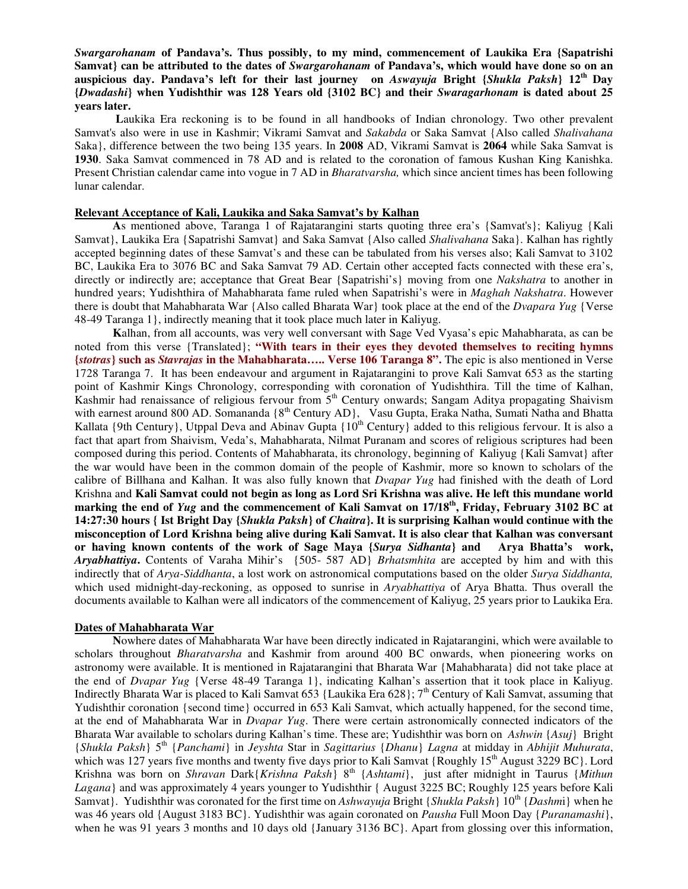***Swargarohanam*** **of Pandava's. Thus possibly, to my mind, commencement of Laukika Era {Sapatrishi Samvat} can be attributed to the dates of *Swargarohanam* of Pandava's, which would have done so on an auspicious day. Pandava's left for their last journey on *Aswayuja* Bright {*Shukla Paksh*} 12th Day {*Dwadashi*} when Yudishthir was 128 Years old {3102 BC} and their *Swaragarhonam* is dated about 25 years later.**

**L**aukika Era reckoning is to be found in all handbooks of Indian chronology. Two other prevalent Samvat's also were in use in Kashmir; Vikrami Samvat and *Sakabda* or Saka Samvat {Also called *Shalivahana* Saka}, difference between the two being 135 years. In **2008** AD, Vikrami Samvat is **2064** while Saka Samvat is **1930**. Saka Samvat commenced in 78 AD and is related to the coronation of famous Kushan King Kanishka. Present Christian calendar came into vogue in 7 AD in *Bharatvarsha,* which since ancient times has been following lunar calendar.

## Relevant Acceptance of Kali, Laukika and Saka Samvat's by Kalhan

**A**s mentioned above, Taranga 1 of Rajatarangini starts quoting three era's {Samvat's}; Kaliyug {Kali Samvat}, Laukika Era {Sapatrishi Samvat} and Saka Samvat {Also called *Shalivahana* Saka}. Kalhan has rightly accepted beginning dates of these Samvat's and these can be tabulated from his verses also; Kali Samvat to 3102 BC, Laukika Era to 3076 BC and Saka Samvat 79 AD. Certain other accepted facts connected with these era's, directly or indirectly are; acceptance that Great Bear {Sapatrishi's} moving from one *Nakshatra* to another in hundred years; Yudishthira of Mahabharata fame ruled when Sapatrishi's were in *Maghah Nakshatra*. However there is doubt that Mahabharata War {Also called Bharata War} took place at the end of the *Dvapara Yug* {Verse 48-49 Taranga 1}, indirectly meaning that it took place much later in Kaliyug.

**K**alhan, from all accounts, was very well conversant with Sage Ved Vyasa's epic Mahabharata, as can be noted from this verse {Translated}; **"With tears in their eyes they devoted themselves to reciting hymns {*stotras*} such as *Stavrajas* in the Mahabharata….. Verse 106 Taranga 8".** The epic is also mentioned in Verse 1728 Taranga 7. It has been endeavour and argument in Rajatarangini to prove Kali Samvat 653 as the starting point of Kashmir Kings Chronology, corresponding with coronation of Yudishthira. Till the time of Kalhan, Kashmir had renaissance of religious fervour from 5th Century onwards; Sangam Aditya propagating Shaivism with earnest around 800 AD. Somananda {8th Century AD}, Vasu Gupta, Eraka Natha, Sumati Natha and Bhatta Kallata {9th Century}, Utppal Deva and Abinav Gupta {10th Century} added to this religious fervour. It is also a fact that apart from Shaivism, Veda's, Mahabharata, Nilmat Puranam and scores of religious scriptures had been composed during this period. Contents of Mahabharata, its chronology, beginning of Kaliyug {Kali Samvat} after the war would have been in the common domain of the people of Kashmir, more so known to scholars of the calibre of Billhana and Kalhan. It was also fully known that *Dvapar Yug* had finished with the death of Lord Krishna and **Kali Samvat could not begin as long as Lord Sri Krishna was alive. He left this mundane world marking the end of *Yug* and the commencement of Kali Samvat on 17/18th, Friday, February 3102 BC at 14:27:30 hours { Ist Bright Day {*Shukla Paksh*} of *Chaitra*}. It is surprising Kalhan would continue with the misconception of Lord Krishna being alive during Kali Samvat. It is also clear that Kalhan was conversant or having known contents of the work of Sage Maya {*Surya Sidhanta*} and Arya Bhatta's work, *Aryabhattiya*.** Contents of Varaha Mihir's {505- 587 AD} *Brhatsmhita* are accepted by him and with this indirectly that of *Arya-Siddhanta*, a lost work on astronomical computations based on the older *Surya Siddhanta,* which used midnight-day-reckoning, as opposed to sunrise in *Aryabhattiya* of Arya Bhatta. Thus overall the documents available to Kalhan were all indicators of the commencement of Kaliyug, 25 years prior to Laukika Era.

## Dates of Mahabharata War

**N**owhere dates of Mahabharata War have been directly indicated in Rajatarangini, which were available to scholars throughout *Bharatvarsha* and Kashmir from around 400 BC onwards, when pioneering works on astronomy were available. It is mentioned in Rajatarangini that Bharata War {Mahabharata} did not take place at the end of *Dvapar Yug* {Verse 48-49 Taranga 1}, indicating Kalhan's assertion that it took place in Kaliyug. Indirectly Bharata War is placed to Kali Samvat 653 {Laukika Era 628}; 7th Century of Kali Samvat, assuming that Yudishthir coronation {second time} occurred in 653 Kali Samvat, which actually happened, for the second time, at the end of Mahabharata War in *Dvapar Yug*. There were certain astronomically connected indicators of the Bharata War available to scholars during Kalhan's time. These are; Yudishthir was born on *Ashwin* {*Asuj*} Bright {*Shukla Paksh*} 5th {*Panchami*} in *Jeyshta* Star in *Sagittarius* {*Dhanu*} *Lagna* at midday in *Abhijit Muhurata*, which was 127 years five months and twenty five days prior to Kali Samvat {Roughly 15th August 3229 BC}. Lord Krishna was born on *Shravan* Dark{*Krishna Paksh*} 8th {*Ashtami*}, just after midnight in Taurus {*Mithun Lagana*} and was approximately 4 years younger to Yudishthir { August 3225 BC; Roughly 125 years before Kali Samvat}. Yudishthir was coronated for the first time on *Ashwayuja* Bright {*Shukla Paksh*} 10th {*Dashmi*} when he was 46 years old {August 3183 BC}. Yudishthir was again coronated on *Pausha* Full Moon Day {*Puranamashi*}, when he was 91 years 3 months and 10 days old {January 3136 BC}. Apart from glossing over this information,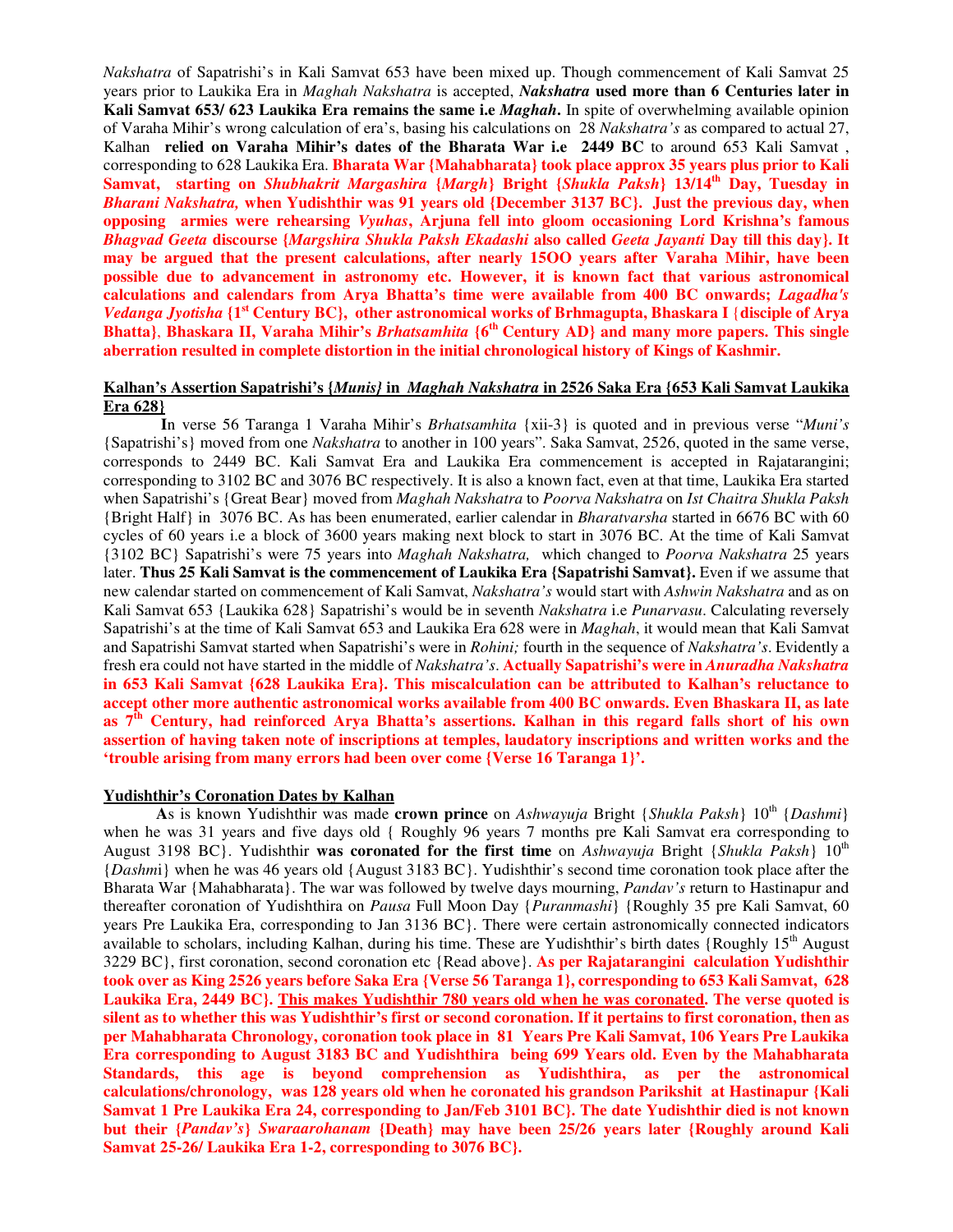*Nakshatra* of Sapatrishi's in Kali Samvat 653 have been mixed up. Though commencement of Kali Samvat 25 years prior to Laukika Era in *Maghah Nakshatra* is accepted, ***Nakshatra* used more than 6 Centuries later in Kali Samvat 653/ 623 Laukika Era remains the same i.e *Maghah*.** In spite of overwhelming available opinion of Varaha Mihir's wrong calculation of era's, basing his calculations on 28 *Nakshatra's* as compared to actual 27, Kalhan **relied on Varaha Mihir's dates of the Bharata War i.e 2449 BC** to around 653 Kali Samvat, corresponding to 628 Laukika Era. **Bharata War {Mahabharata} took place approx 35 years plus prior to Kali Samvat, starting on *Shubhakrit Margashira* {*Margh*} Bright {*Shukla Paksh*} 13/14th Day, Tuesday in *Bharani Nakshatra,* when Yudishthir was 91 years old {December 3137 BC}. Just the previous day, when opposing armies were rehearsing *Vyuhas*, Arjuna fell into gloom occasioning Lord Krishna's famous *Bhagvad Geeta* discourse {*Margshira Shukla Paksh Ekadashi* also called *Geeta Jayanti* Day till this day}. It may be argued that the present calculations, after nearly 15OO years after Varaha Mihir, have been possible due to advancement in astronomy etc. However, it is known fact that various astronomical calculations and calendars from Arya Bhatta's time were available from 400 BC onwards; *Lagadha's Vedanga Jyotisha* {1st Century BC}, other astronomical works of Brhmagupta, Bhaskara I {disciple of Arya Bhatta}, Bhaskara II, Varaha Mihir's *Brhatsamhita* {6th Century AD} and many more papers. This single aberration resulted in complete distortion in the initial chronological history of Kings of Kashmir.**

## Kalhan's Assertion Sapatrishi's {*Munis}* in *Maghah Nakshatra* in 2526 Saka Era {653 Kali Samvat Laukika Era 628}

**I**n verse 56 Taranga 1 Varaha Mihir's *Brhatsamhita* {xii-3} is quoted and in previous verse "*Muni's* {Sapatrishi's} moved from one *Nakshatra* to another in 100 years". Saka Samvat, 2526, quoted in the same verse, corresponds to 2449 BC. Kali Samvat Era and Laukika Era commencement is accepted in Rajatarangini; corresponding to 3102 BC and 3076 BC respectively. It is also a known fact, even at that time, Laukika Era started when Sapatrishi's {Great Bear} moved from *Maghah Nakshatra* to *Poorva Nakshatra* on *Ist Chaitra Shukla Paksh* {Bright Half} in 3076 BC. As has been enumerated, earlier calendar in *Bharatvarsha* started in 6676 BC with 60 cycles of 60 years i.e a block of 3600 years making next block to start in 3076 BC. At the time of Kali Samvat {3102 BC} Sapatrishi's were 75 years into *Maghah Nakshatra,* which changed to *Poorva Nakshatra* 25 years later. **Thus 25 Kali Samvat is the commencement of Laukika Era {Sapatrishi Samvat}.** Even if we assume that new calendar started on commencement of Kali Samvat, *Nakshatra's* would start with *Ashwin Nakshatra* and as on Kali Samvat 653 {Laukika 628} Sapatrishi's would be in seventh *Nakshatra* i.e *Punarvasu*. Calculating reversely Sapatrishi's at the time of Kali Samvat 653 and Laukika Era 628 were in *Maghah*, it would mean that Kali Samvat and Sapatrishi Samvat started when Sapatrishi's were in *Rohini;* fourth in the sequence of *Nakshatra's*. Evidently a fresh era could not have started in the middle of *Nakshatra's*. **Actually Sapatrishi's were in *Anuradha Nakshatra* in 653 Kali Samvat {628 Laukika Era}. This miscalculation can be attributed to Kalhan's reluctance to accept other more authentic astronomical works available from 400 BC onwards. Even Bhaskara II, as late as 7th Century, had reinforced Arya Bhatta's assertions. Kalhan in this regard falls short of his own assertion of having taken note of inscriptions at temples, laudatory inscriptions and written works and the 'trouble arising from many errors had been over come {Verse 16 Taranga 1}'.**

## Yudishthir's Coronation Dates by Kalhan

**A**s is known Yudishthir was made **crown prince** on *Ashwayuja* Bright {*Shukla Paksh*} 10th {*Dashmi*} when he was 31 years and five days old { Roughly 96 years 7 months pre Kali Samvat era corresponding to August 3198 BC}. Yudishthir **was coronated for the first time** on *Ashwayuja* Bright {*Shukla Paksh*} 10th {*Dashm*i} when he was 46 years old {August 3183 BC}. Yudishthir's second time coronation took place after the Bharata War {Mahabharata}. The war was followed by twelve days mourning, *Pandav's* return to Hastinapur and thereafter coronation of Yudishthira on *Pausa* Full Moon Day {*Puranmashi*} {Roughly 35 pre Kali Samvat, 60 years Pre Laukika Era, corresponding to Jan 3136 BC}. There were certain astronomically connected indicators available to scholars, including Kalhan, during his time. These are Yudishthir's birth dates {Roughly 15th August 3229 BC}, first coronation, second coronation etc {Read above}. **As per Rajatarangini calculation Yudishthir took over as King 2526 years before Saka Era {Verse 56 Taranga 1}, corresponding to 653 Kali Samvat, 628 Laukika Era, 2449 BC}. <u>This makes Yudishthir 780 years old when he was coronated</u>. The verse quoted is silent as to whether this was Yudishthir's first or second coronation. If it pertains to first coronation, then as per Mahabharata Chronology, coronation took place in 81 Years Pre Kali Samvat, 106 Years Pre Laukika Era corresponding to August 3183 BC and Yudishthira being 699 Years old. Even by the Mahabharata Standards, this age is beyond comprehension as Yudishthira, as per the astronomical calculations/chronology, was 128 years old when he coronated his grandson Parikshit at Hastinapur {Kali Samvat 1 Pre Laukika Era 24, corresponding to Jan/Feb 3101 BC}. The date Yudishthir died is not known but their {*Pandav's*} *Swaraarohanam* {Death} may have been 25/26 years later {Roughly around Kali Samvat 25-26/ Laukika Era 1-2, corresponding to 3076 BC}.**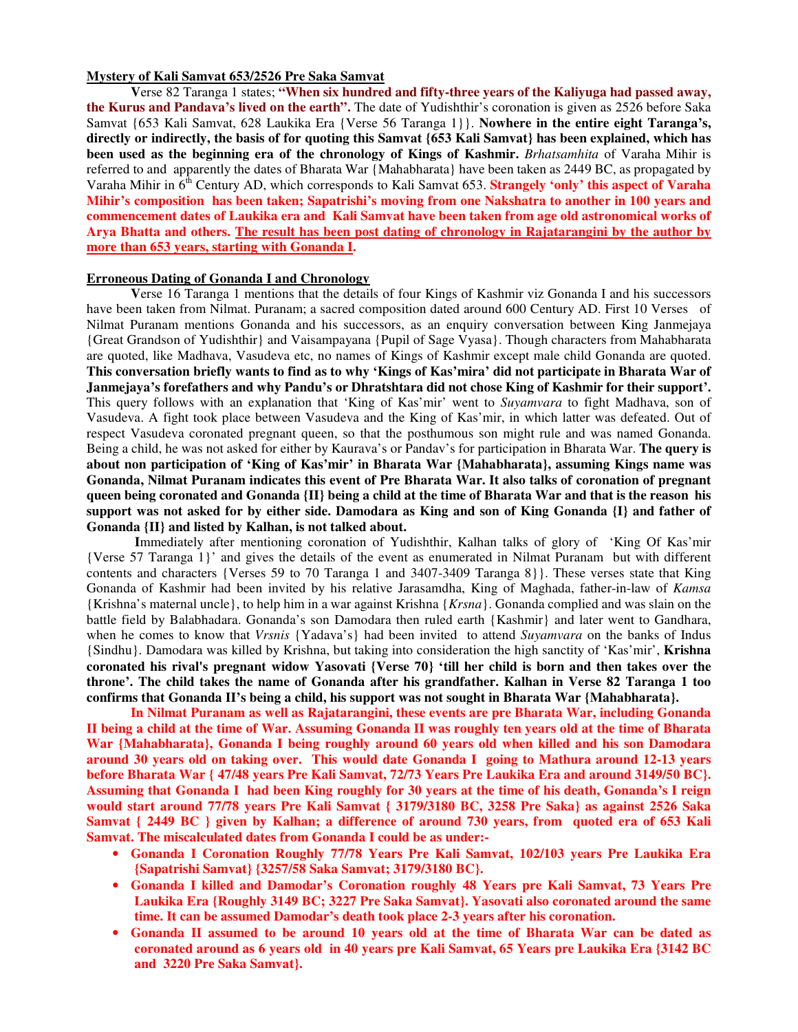**Mystery of Kali Samvat 653/2526 Pre Saka Samvat**

**V**erse 82 Taranga 1 states; **"When six hundred and fifty-three years of the Kaliyuga had passed away, the Kurus and Pandava's lived on the earth".** The date of Yudishthir's coronation is given as 2526 before Saka Samvat {653 Kali Samvat, 628 Laukika Era {Verse 56 Taranga 1}}. **Nowhere in the entire eight Taranga's, directly or indirectly, the basis of for quoting this Samvat {653 Kali Samvat} has been explained, which has been used as the beginning era of the chronology of Kings of Kashmir.** *Brhatsamhita* of Varaha Mihir is referred to and apparently the dates of Bharata War {Mahabharata} have been taken as 2449 BC, as propagated by Varaha Mihir in 6th Century AD, which corresponds to Kali Samvat 653. **Strangely 'only' this aspect of Varaha Mihir's composition has been taken; Sapatrishi's moving from one Nakshatra to another in 100 years and commencement dates of Laukika era and Kali Samvat have been taken from age old astronomical works of Arya Bhatta and others. <u>The result has been post dating of chronology in Rajatarangini by the author by more than 653 years, starting with Gonanda I</u>.**

**<u>Erroneous Dating of Gonanda I and Chronology</u>**

**V**erse 16 Taranga 1 mentions that the details of four Kings of Kashmir viz Gonanda I and his successors have been taken from Nilmat. Puranam; a sacred composition dated around 600 Century AD. First 10 Verses of Nilmat Puranam mentions Gonanda and his successors, as an enquiry conversation between King Janmejaya {Great Grandson of Yudishthir} and Vaisampayana {Pupil of Sage Vyasa}. Though characters from Mahabharata are quoted, like Madhava, Vasudeva etc, no names of Kings of Kashmir except male child Gonanda are quoted. **This conversation briefly wants to find as to why 'Kings of Kas'mira' did not participate in Bharata War of Janmejaya's forefathers and why Pandu's or Dhratshtara did not chose King of Kashmir for their support'.** This query follows with an explanation that 'King of Kas'mir' went to *Suyamvara* to fight Madhava, son of Vasudeva. A fight took place between Vasudeva and the King of Kas'mir, in which latter was defeated. Out of respect Vasudeva coronated pregnant queen, so that the posthumous son might rule and was named Gonanda. Being a child, he was not asked for either by Kaurava's or Pandav's for participation in Bharata War. **The query is about non participation of 'King of Kas'mir' in Bharata War {Mahabharata}, assuming Kings name was Gonanda, Nilmat Puranam indicates this event of Pre Bharata War. It also talks of coronation of pregnant queen being coronated and Gonanda {II} being a child at the time of Bharata War and that is the reason his support was not asked for by either side. Damodara as King and son of King Gonanda {I} and father of Gonanda {II} and listed by Kalhan, is not talked about.**

**I**mmediately after mentioning coronation of Yudishthir, Kalhan talks of glory of 'King Of Kas'mir {Verse 57 Taranga 1}' and gives the details of the event as enumerated in Nilmat Puranam but with different contents and characters {Verses 59 to 70 Taranga 1 and 3407-3409 Taranga 8}}. These verses state that King Gonanda of Kashmir had been invited by his relative Jarasamdha, King of Maghada, father-in-law of *Kamsa* {Krishna's maternal uncle}, to help him in a war against Krishna {*Krsna*}. Gonanda complied and was slain on the battle field by Balabhadara. Gonanda's son Damodara then ruled earth {Kashmir} and later went to Gandhara, when he comes to know that *Vrsnis* {Yadava's} had been invited to attend *Suyamvara* on the banks of Indus {Sindhu}. Damodara was killed by Krishna, but taking into consideration the high sanctity of 'Kas'mir', **Krishna coronated his rival's pregnant widow Yasovati {Verse 70} 'till her child is born and then takes over the throne'. The child takes the name of Gonanda after his grandfather. Kalhan in Verse 82 Taranga 1 too confirms that Gonanda II's being a child, his support was not sought in Bharata War {Mahabharata}.**

**In Nilmat Puranam as well as Rajatarangini, these events are pre Bharata War, including Gonanda II being a child at the time of War. Assuming Gonanda II was roughly ten years old at the time of Bharata War {Mahabharata}, Gonanda I being roughly around 60 years old when killed and his son Damodara around 30 years old on taking over. This would date Gonanda I going to Mathura around 12-13 years before Bharata War { 47/48 years Pre Kali Samvat, 72/73 Years Pre Laukika Era and around 3149/50 BC}. Assuming that Gonanda I had been King roughly for 30 years at the time of his death, Gonanda's I reign would start around 77/78 years Pre Kali Samvat { 3179/3180 BC, 3258 Pre Saka} as against 2526 Saka Samvat { 2449 BC } given by Kalhan; a difference of around 730 years, from quoted era of 653 Kali Samvat. The miscalculated dates from Gonanda I could be as under:-**

- **Gonanda I Coronation Roughly 77/78 Years Pre Kali Samvat, 102/103 years Pre Laukika Era {Sapatrishi Samvat} {3257/58 Saka Samvat; 3179/3180 BC}.**
- **Gonanda I killed and Damodar's Coronation roughly 48 Years pre Kali Samvat, 73 Years Pre Laukika Era {Roughly 3149 BC; 3227 Pre Saka Samvat}. Yasovati also coronated around the same time. It can be assumed Damodar's death took place 2-3 years after his coronation.**
- **Gonanda II assumed to be around 10 years old at the time of Bharata War can be dated as coronated around as 6 years old in 40 years pre Kali Samvat, 65 Years pre Laukika Era {3142 BC and 3220 Pre Saka Samvat}.**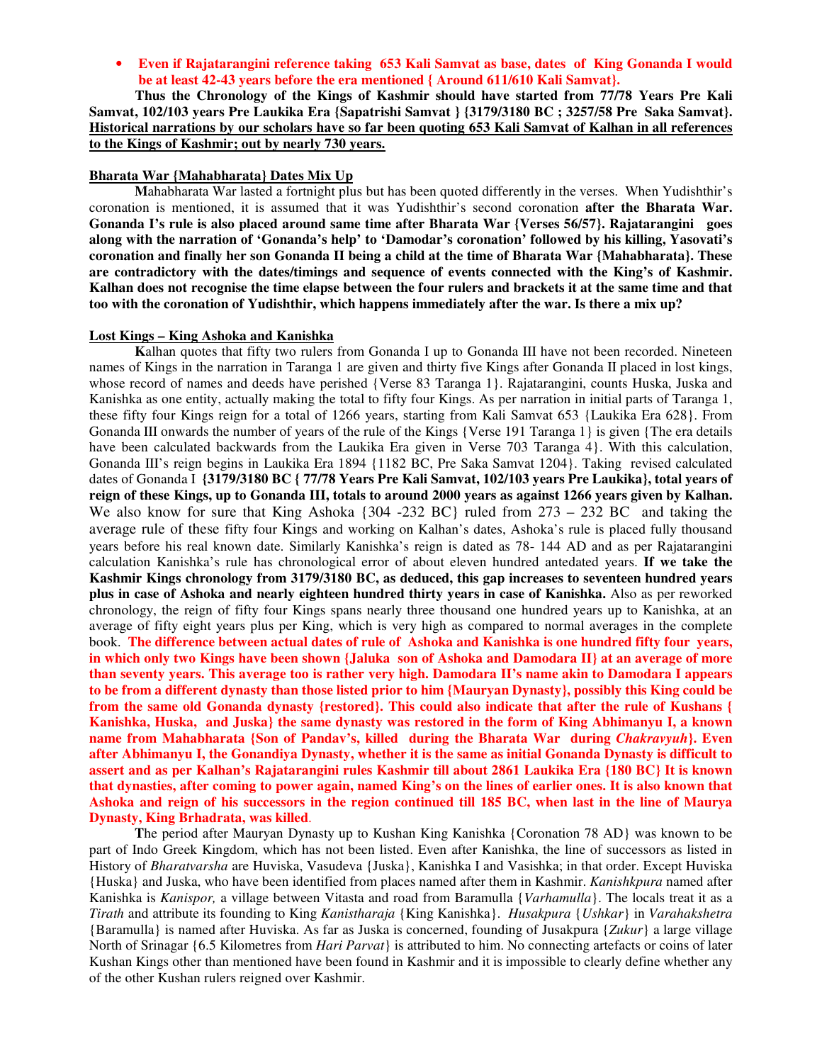- **Even if Rajatarangini reference taking 653 Kali Samvat as base, dates of King Gonanda I would be at least 42-43 years before the era mentioned { Around 611/610 Kali Samvat}.**

**Thus the Chronology of the Kings of Kashmir should have started from 77/78 Years Pre Kali Samvat, 102/103 years Pre Laukika Era {Sapatrishi Samvat } {3179/3180 BC ; 3257/58 Pre Saka Samvat}. <u>Historical narrations by our scholars have so far been quoting 653 Kali Samvat of Kalhan in all references to the Kings of Kashmir; out by nearly 730 years.</u>**

## <u>Bharata War {Mahabharata} Dates Mix Up</u>

**M**ahabharata War lasted a fortnight plus but has been quoted differently in the verses. When Yudishthir's coronation is mentioned, it is assumed that it was Yudishthir's second coronation **after the Bharata War. Gonanda I's rule is also placed around same time after Bharata War {Verses 56/57}. Rajatarangini goes along with the narration of 'Gonanda's help' to 'Damodar's coronation' followed by his killing, Yasovati's coronation and finally her son Gonanda II being a child at the time of Bharata War {Mahabharata}. These are contradictory with the dates/timings and sequence of events connected with the King's of Kashmir. Kalhan does not recognise the time elapse between the four rulers and brackets it at the same time and that too with the coronation of Yudishthir, which happens immediately after the war. Is there a mix up?**

## <u>Lost Kings – King Ashoka and Kanishka</u>

**K**alhan quotes that fifty two rulers from Gonanda I up to Gonanda III have not been recorded. Nineteen names of Kings in the narration in Taranga 1 are given and thirty five Kings after Gonanda II placed in lost kings, whose record of names and deeds have perished {Verse 83 Taranga 1}. Rajatarangini, counts Huska, Juska and Kanishka as one entity, actually making the total to fifty four Kings. As per narration in initial parts of Taranga 1, these fifty four Kings reign for a total of 1266 years, starting from Kali Samvat 653 {Laukika Era 628}. From Gonanda III onwards the number of years of the rule of the Kings {Verse 191 Taranga 1} is given {The era details have been calculated backwards from the Laukika Era given in Verse 703 Taranga 4}. With this calculation, Gonanda III's reign begins in Laukika Era 1894 {1182 BC, Pre Saka Samvat 1204}. Taking revised calculated dates of Gonanda I **{3179/3180 BC { 77/78 Years Pre Kali Samvat, 102/103 years Pre Laukika}, total years of reign of these Kings, up to Gonanda III, totals to around 2000 years as against 1266 years given by Kalhan.** We also know for sure that King Ashoka {304 -232 BC} ruled from 273 – 232 BC and taking the average rule of these fifty four Kings and working on Kalhan's dates, Ashoka's rule is placed fully thousand years before his real known date. Similarly Kanishka's reign is dated as 78- 144 AD and as per Rajatarangini calculation Kanishka's rule has chronological error of about eleven hundred antedated years. **If we take the Kashmir Kings chronology from 3179/3180 BC, as deduced, this gap increases to seventeen hundred years plus in case of Ashoka and nearly eighteen hundred thirty years in case of Kanishka.** Also as per reworked chronology, the reign of fifty four Kings spans nearly three thousand one hundred years up to Kanishka, at an average of fifty eight years plus per King, which is very high as compared to normal averages in the complete book. **The difference between actual dates of rule of Ashoka and Kanishka is one hundred fifty four years, in which only two Kings have been shown {Jaluka son of Ashoka and Damodara II} at an average of more than seventy years. This average too is rather very high. Damodara II's name akin to Damodara I appears to be from a different dynasty than those listed prior to him {Mauryan Dynasty}, possibly this King could be from the same old Gonanda dynasty {restored}. This could also indicate that after the rule of Kushans { Kanishka, Huska, and Juska} the same dynasty was restored in the form of King Abhimanyu I, a known name from Mahabharata {Son of Pandav's, killed during the Bharata War during *Chakravyuh*}. Even after Abhimanyu I, the Gonandiya Dynasty, whether it is the same as initial Gonanda Dynasty is difficult to assert and as per Kalhan's Rajatarangini rules Kashmir till about 2861 Laukika Era {180 BC} It is known that dynasties, after coming to power again, named King's on the lines of earlier ones. It is also known that Ashoka and reign of his successors in the region continued till 185 BC, when last in the line of Maurya Dynasty, King Brhadrata, was killed**.

**T**he period after Mauryan Dynasty up to Kushan King Kanishka {Coronation 78 AD} was known to be part of Indo Greek Kingdom, which has not been listed. Even after Kanishka, the line of successors as listed in History of *Bharatvarsha* are Huviska, Vasudeva {Juska}, Kanishka I and Vasishka; in that order. Except Huviska {Huska} and Juska, who have been identified from places named after them in Kashmir. *Kanishkpura* named after Kanishka is *Kanispor,* a village between Vitasta and road from Baramulla {*Varhamulla*}. The locals treat it as a *Tirath* and attribute its founding to King *Kanistharaja* {King Kanishka}. *Husakpura* {*Ushkar*} in *Varahakshetra* {Baramulla} is named after Huviska. As far as Juska is concerned, founding of Jusakpura {*Zukur*} a large village North of Srinagar {6.5 Kilometres from *Hari Parvat*} is attributed to him. No connecting artefacts or coins of later Kushan Kings other than mentioned have been found in Kashmir and it is impossible to clearly define whether any of the other Kushan rulers reigned over Kashmir.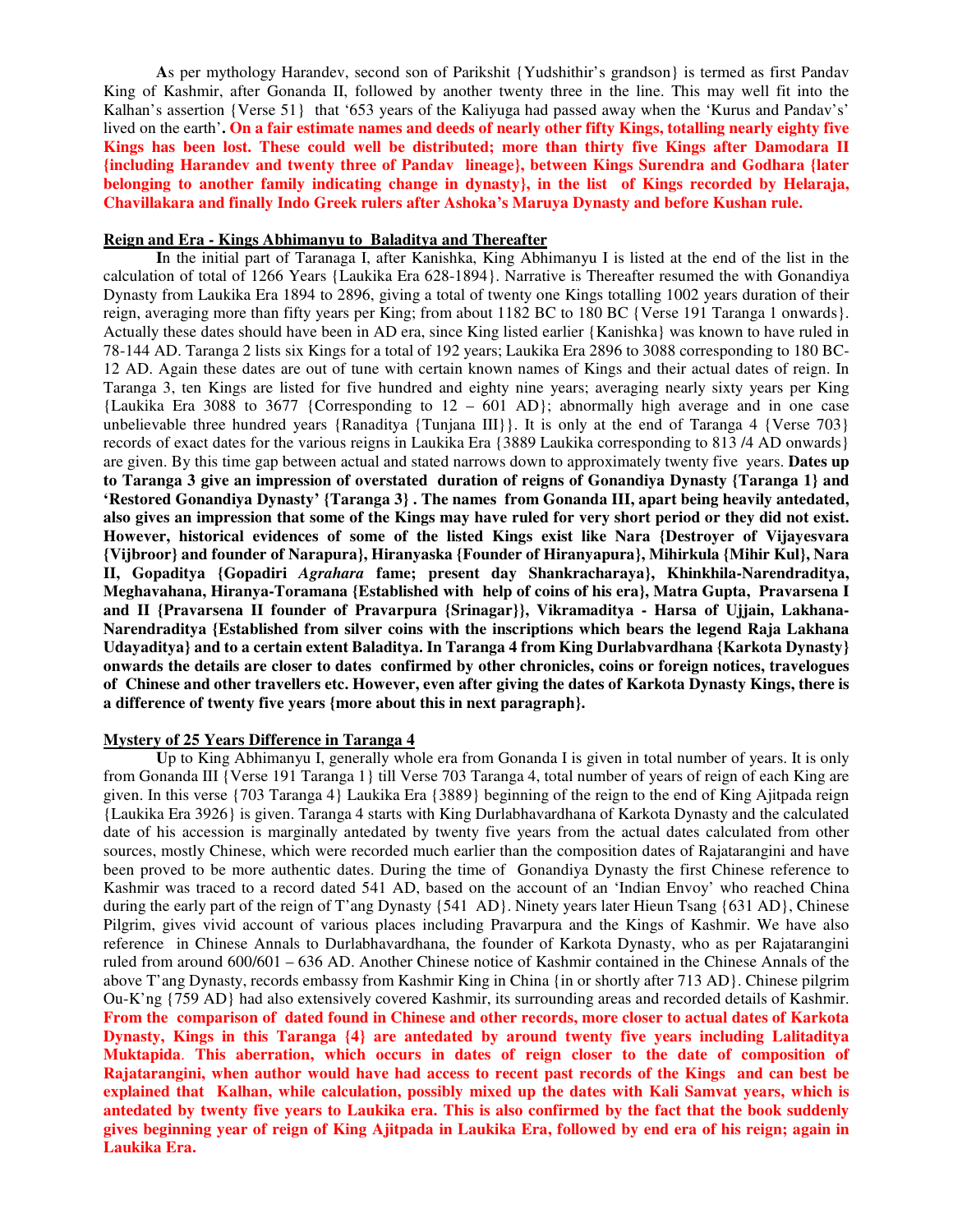**A**s per mythology Harandev, second son of Parikshit {Yudshithir's grandson} is termed as first Pandav King of Kashmir, after Gonanda II, followed by another twenty three in the line. This may well fit into the Kalhan's assertion {Verse 51} that '653 years of the Kaliyuga had passed away when the 'Kurus and Pandav's' lived on the earth'**. On a fair estimate names and deeds of nearly other fifty Kings, totalling nearly eighty five Kings has been lost. These could well be distributed; more than thirty five Kings after Damodara II {including Harandev and twenty three of Pandav lineage}, between Kings Surendra and Godhara {later belonging to another family indicating change in dynasty}, in the list of Kings recorded by Helaraja, Chavillakara and finally Indo Greek rulers after Ashoka's Maruya Dynasty and before Kushan rule.**

## Reign and Era - Kings Abhimanyu to Baladitya and Thereafter

**I**n the initial part of Taranaga I, after Kanishka, King Abhimanyu I is listed at the end of the list in the calculation of total of 1266 Years {Laukika Era 628-1894}. Narrative is Thereafter resumed the with Gonandiya Dynasty from Laukika Era 1894 to 2896, giving a total of twenty one Kings totalling 1002 years duration of their reign, averaging more than fifty years per King; from about 1182 BC to 180 BC {Verse 191 Taranga 1 onwards}. Actually these dates should have been in AD era, since King listed earlier {Kanishka} was known to have ruled in 78-144 AD. Taranga 2 lists six Kings for a total of 192 years; Laukika Era 2896 to 3088 corresponding to 180 BC-12 AD. Again these dates are out of tune with certain known names of Kings and their actual dates of reign. In Taranga 3, ten Kings are listed for five hundred and eighty nine years; averaging nearly sixty years per King {Laukika Era 3088 to 3677 {Corresponding to 12 – 601 AD}; abnormally high average and in one case unbelievable three hundred years {Ranaditya {Tunjana III}}. It is only at the end of Taranga 4 {Verse 703} records of exact dates for the various reigns in Laukika Era {3889 Laukika corresponding to 813 /4 AD onwards} are given. By this time gap between actual and stated narrows down to approximately twenty five years. **Dates up to Taranga 3 give an impression of overstated duration of reigns of Gonandiya Dynasty {Taranga 1} and 'Restored Gonandiya Dynasty' {Taranga 3} . The names from Gonanda III, apart being heavily antedated, also gives an impression that some of the Kings may have ruled for very short period or they did not exist. However, historical evidences of some of the listed Kings exist like Nara {Destroyer of Vijayesvara {Vijbroor} and founder of Narapura}, Hiranyaska {Founder of Hiranyapura}, Mihirkula {Mihir Kul}, Nara II, Gopaditya {Gopadiri *Agrahara* fame; present day Shankracharaya}, Khinkhila-Narendraditya, Meghavahana, Hiranya-Toramana {Established with help of coins of his era}, Matra Gupta, Pravarsena I and II {Pravarsena II founder of Pravarpura {Srinagar}}, Vikramaditya - Harsa of Ujjain, Lakhana-Narendraditya {Established from silver coins with the inscriptions which bears the legend Raja Lakhana Udayaditya} and to a certain extent Baladitya. In Taranga 4 from King Durlabvardhana {Karkota Dynasty} onwards the details are closer to dates confirmed by other chronicles, coins or foreign notices, travelogues of Chinese and other travellers etc. However, even after giving the dates of Karkota Dynasty Kings, there is a difference of twenty five years {more about this in next paragraph}.**

## Mystery of 25 Years Difference in Taranga 4

**U**p to King Abhimanyu I, generally whole era from Gonanda I is given in total number of years. It is only from Gonanda III {Verse 191 Taranga 1} till Verse 703 Taranga 4, total number of years of reign of each King are given. In this verse {703 Taranga 4} Laukika Era {3889} beginning of the reign to the end of King Ajitpada reign {Laukika Era 3926} is given. Taranga 4 starts with King Durlabhavardhana of Karkota Dynasty and the calculated date of his accession is marginally antedated by twenty five years from the actual dates calculated from other sources, mostly Chinese, which were recorded much earlier than the composition dates of Rajatarangini and have been proved to be more authentic dates. During the time of Gonandiya Dynasty the first Chinese reference to Kashmir was traced to a record dated 541 AD, based on the account of an 'Indian Envoy' who reached China during the early part of the reign of T'ang Dynasty {541 AD}. Ninety years later Hieun Tsang {631 AD}, Chinese Pilgrim, gives vivid account of various places including Pravarpura and the Kings of Kashmir. We have also reference in Chinese Annals to Durlabhavardhana, the founder of Karkota Dynasty, who as per Rajatarangini ruled from around 600/601 – 636 AD. Another Chinese notice of Kashmir contained in the Chinese Annals of the above T'ang Dynasty, records embassy from Kashmir King in China {in or shortly after 713 AD}. Chinese pilgrim Ou-K'ng {759 AD} had also extensively covered Kashmir, its surrounding areas and recorded details of Kashmir. **From the comparison of dated found in Chinese and other records, more closer to actual dates of Karkota Dynasty, Kings in this Taranga {4} are antedated by around twenty five years including Lalitaditya Muktapida. This aberration, which occurs in dates of reign closer to the date of composition of Rajatarangini, when author would have had access to recent past records of the Kings and can best be explained that Kalhan, while calculation, possibly mixed up the dates with Kali Samvat years, which is antedated by twenty five years to Laukika era. This is also confirmed by the fact that the book suddenly gives beginning year of reign of King Ajitpada in Laukika Era, followed by end era of his reign; again in Laukika Era.**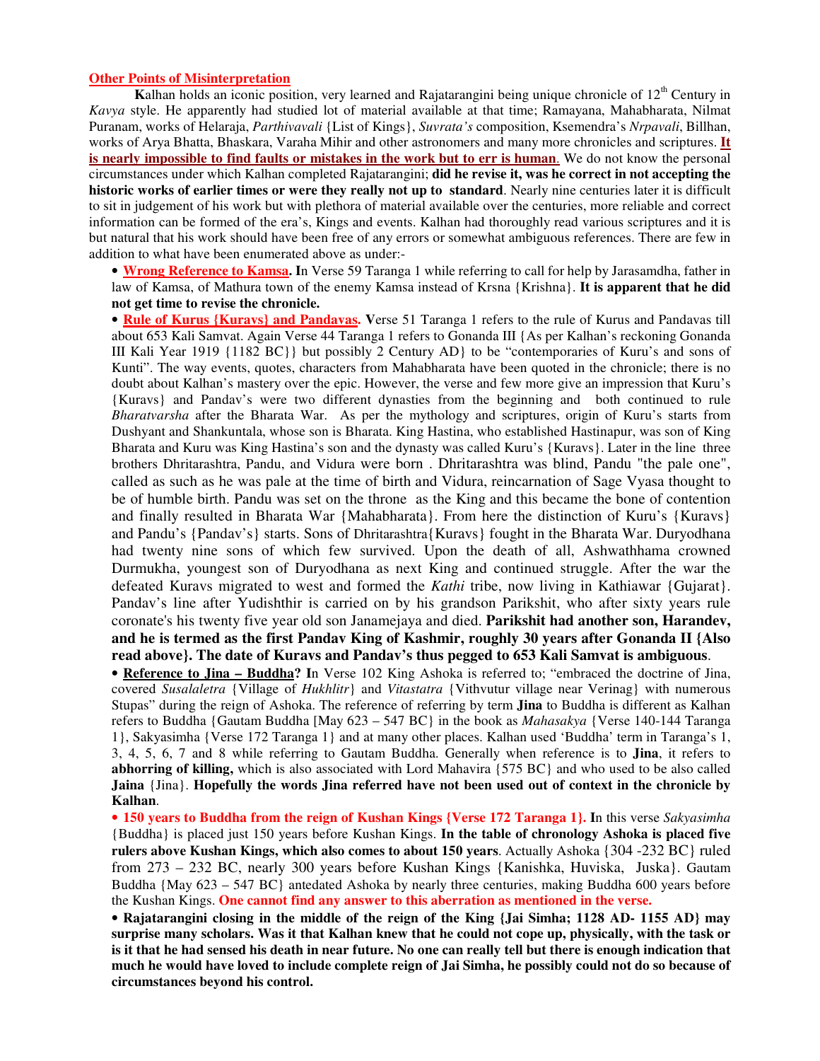## Other Points of Misinterpretation

**K**alhan holds an iconic position, very learned and Rajatarangini being unique chronicle of 12th Century in *Kavya* style. He apparently had studied lot of material available at that time; Ramayana, Mahabharata, Nilmat Puranam, works of Helaraja, *Parthivavali* {List of Kings}, *Suvrata's* composition, Ksemendra's *Nrpavali*, Billhan, works of Arya Bhatta, Bhaskara, Varaha Mihir and other astronomers and many more chronicles and scriptures. **It is nearly impossible to find faults or mistakes in the work but to err is human.** We do not know the personal circumstances under which Kalhan completed Rajatarangini; **did he revise it, was he correct in not accepting the historic works of earlier times or were they really not up to standard**. Nearly nine centuries later it is difficult to sit in judgement of his work but with plethora of material available over the centuries, more reliable and correct information can be formed of the era's, Kings and events. Kalhan had thoroughly read various scriptures and it is but natural that his work should have been free of any errors or somewhat ambiguous references. There are few in addition to what have been enumerated above as under:-

- **Wrong Reference to Kamsa. I**n Verse 59 Taranga 1 while referring to call for help by Jarasamdha, father in law of Kamsa, of Mathura town of the enemy Kamsa instead of Krsna {Krishna}. **It is apparent that he did not get time to revise the chronicle.**
- **Rule of Kurus {Kuravs} and Pandavas. V**erse 51 Taranga 1 refers to the rule of Kurus and Pandavas till about 653 Kali Samvat. Again Verse 44 Taranga 1 refers to Gonanda III {As per Kalhan's reckoning Gonanda III Kali Year 1919 {1182 BC}} but possibly 2 Century AD} to be "contemporaries of Kuru's and sons of Kunti". The way events, quotes, characters from Mahabharata have been quoted in the chronicle; there is no doubt about Kalhan's mastery over the epic. However, the verse and few more give an impression that Kuru's {Kuravs} and Pandav's were two different dynasties from the beginning and both continued to rule *Bharatvarsha* after the Bharata War. As per the mythology and scriptures, origin of Kuru's starts from Dushyant and Shankuntala, whose son is Bharata. King Hastina, who established Hastinapur, was son of King Bharata and Kuru was King Hastina's son and the dynasty was called Kuru's {Kuravs}. Later in the line three brothers Dhritarashtra, Pandu, and Vidura were born . Dhritarashtra was blind, Pandu "the pale one", called as such as he was pale at the time of birth and Vidura, reincarnation of Sage Vyasa thought to be of humble birth. Pandu was set on the throne as the King and this became the bone of contention and finally resulted in Bharata War {Mahabharata}. From here the distinction of Kuru's {Kuravs} and Pandu's {Pandav's} starts. Sons of Dhritarashtra{Kuravs} fought in the Bharata War. Duryodhana had twenty nine sons of which few survived. Upon the death of all, Ashwathhama crowned Durmukha, youngest son of Duryodhana as next King and continued struggle. After the war the defeated Kuravs migrated to west and formed the *Kathi* tribe, now living in Kathiawar {Gujarat}. Pandav's line after Yudishthir is carried on by his grandson Parikshit, who after sixty years rule coronate's his twenty five year old son Janamejaya and died. **Parikshit had another son, Harandev, and he is termed as the first Pandav King of Kashmir, roughly 30 years after Gonanda II {Also read above}. The date of Kuravs and Pandav's thus pegged to 653 Kali Samvat is ambiguous**.
- **Reference to Jina – Buddha? I**n Verse 102 King Ashoka is referred to; "embraced the doctrine of Jina, covered *Susalaletra* {Village of *Hukhlitr*} and *Vitastatra* {Vithvutur village near Verinag} with numerous Stupas" during the reign of Ashoka. The reference of referring by term **Jina** to Buddha is different as Kalhan refers to Buddha {Gautam Buddha [May 623 – 547 BC} in the book as *Mahasakya* {Verse 140-144 Taranga 1}, Sakyasimha {Verse 172 Taranga 1} and at many other places. Kalhan used 'Buddha' term in Taranga's 1, 3, 4, 5, 6, 7 and 8 while referring to Gautam Buddha. Generally when reference is to **Jina**, it refers to **abhorring of killing,** which is also associated with Lord Mahavira {575 BC} and who used to be also called **Jaina** {Jina}. **Hopefully the words Jina referred have not been used out of context in the chronicle by Kalhan**.
- **150 years to Buddha from the reign of Kushan Kings {Verse 172 Taranga 1}. I**n this verse *Sakyasimha* {Buddha} is placed just 150 years before Kushan Kings. **In the table of chronology Ashoka is placed five rulers above Kushan Kings, which also comes to about 150 years**. Actually Ashoka {304 -232 BC} ruled from 273 – 232 BC, nearly 300 years before Kushan Kings {Kanishka, Huviska, Juska}. Gautam Buddha {May 623 – 547 BC} antedated Ashoka by nearly three centuries, making Buddha 600 years before the Kushan Kings. **One cannot find any answer to this aberration as mentioned in the verse.**
- **Rajatarangini closing in the middle of the reign of the King {Jai Simha; 1128 AD- 1155 AD} may surprise many scholars. Was it that Kalhan knew that he could not cope up, physically, with the task or is it that he had sensed his death in near future. No one can really tell but there is enough indication that much he would have loved to include complete reign of Jai Simha, he possibly could not do so because of circumstances beyond his control.**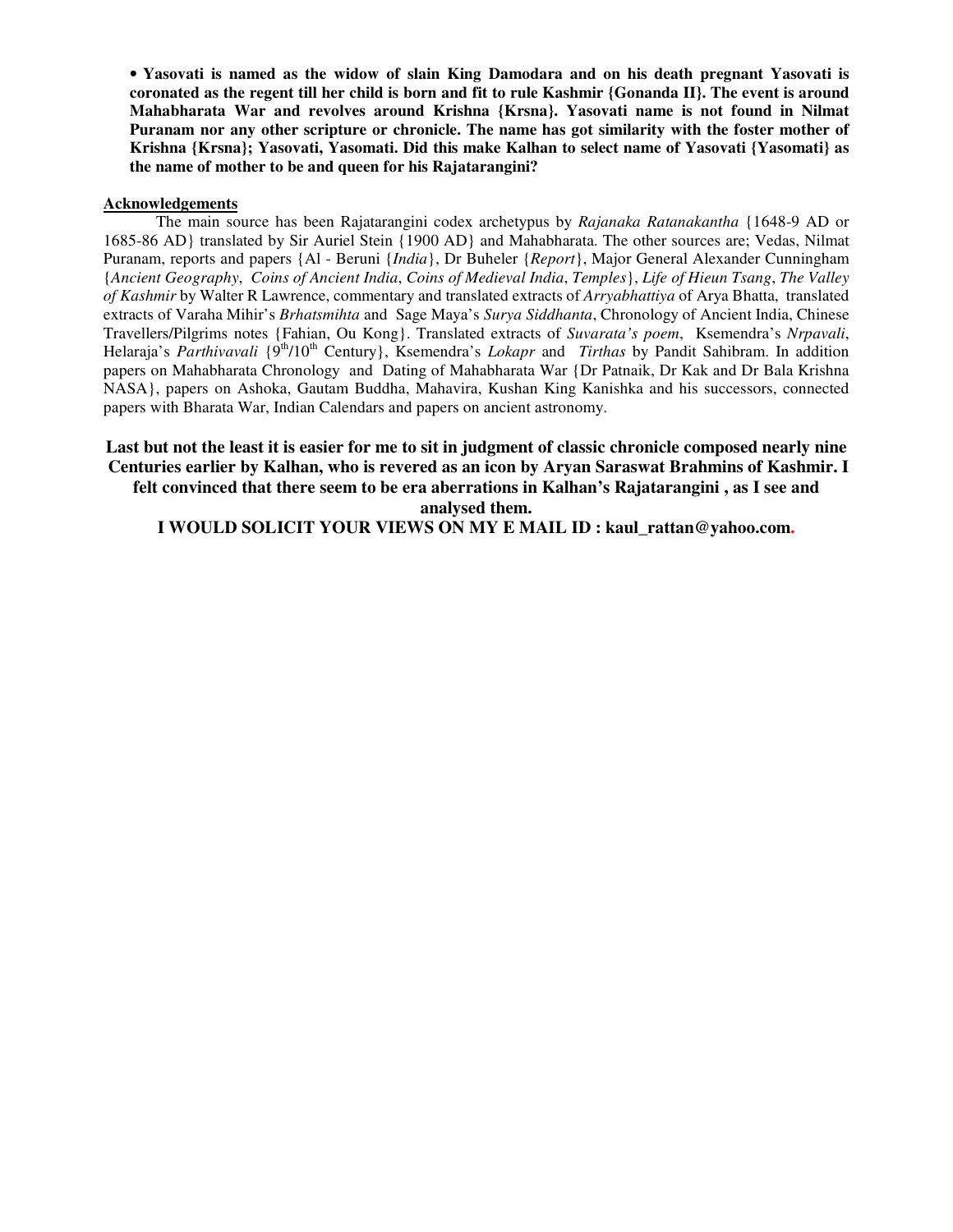- **Yasovati is named as the widow of slain King Damodara and on his death pregnant Yasovati is coronated as the regent till her child is born and fit to rule Kashmir {Gonanda II}. The event is around Mahabharata War and revolves around Krishna {Krsna}. Yasovati name is not found in Nilmat Puranam nor any other scripture or chronicle. The name has got similarity with the foster mother of Krishna {Krsna}; Yasovati, Yasomati. Did this make Kalhan to select name of Yasovati {Yasomati} as the name of mother to be and queen for his Rajatarangini?**

**Acknowledgements**

The main source has been Rajatarangini codex archetypus by *Rajanaka Ratanakantha* {1648-9 AD or 1685-86 AD} translated by Sir Auriel Stein {1900 AD} and Mahabharata. The other sources are; Vedas, Nilmat Puranam, reports and papers {Al - Beruni {*India*}, Dr Buheler {*Report*}, Major General Alexander Cunningham {*Ancient Geography*, *Coins of Ancient India*, *Coins of Medieval India*, *Temples*}, *Life of Hieun Tsang*, *The Valley of Kashmir* by Walter R Lawrence, commentary and translated extracts of *Arryabhattiya* of Arya Bhatta, translated extracts of Varaha Mihir's *Brhatsmihta* and Sage Maya's *Surya Siddhanta*, Chronology of Ancient India, Chinese Travellers/Pilgrims notes {Fahian, Ou Kong}. Translated extracts of *Suvarata's poem*, Ksemendra's *Nrpavali*, Helaraja's *Parthivavali* {9th/10th Century}, Ksemendra's *Lokapr* and *Tirthas* by Pandit Sahibram. In addition papers on Mahabharata Chronology and Dating of Mahabharata War {Dr Patnaik, Dr Kak and Dr Bala Krishna NASA}, papers on Ashoka, Gautam Buddha, Mahavira, Kushan King Kanishka and his successors, connected papers with Bharata War, Indian Calendars and papers on ancient astronomy.

**Last but not the least it is easier for me to sit in judgment of classic chronicle composed nearly nine Centuries earlier by Kalhan, who is revered as an icon by Aryan Saraswat Brahmins of Kashmir. I felt convinced that there seem to be era aberrations in Kalhan's Rajatarangini , as I see and analysed them.**

**I WOULD SOLICIT YOUR VIEWS ON MY E MAIL ID : kaul_rattan@yahoo.com.**